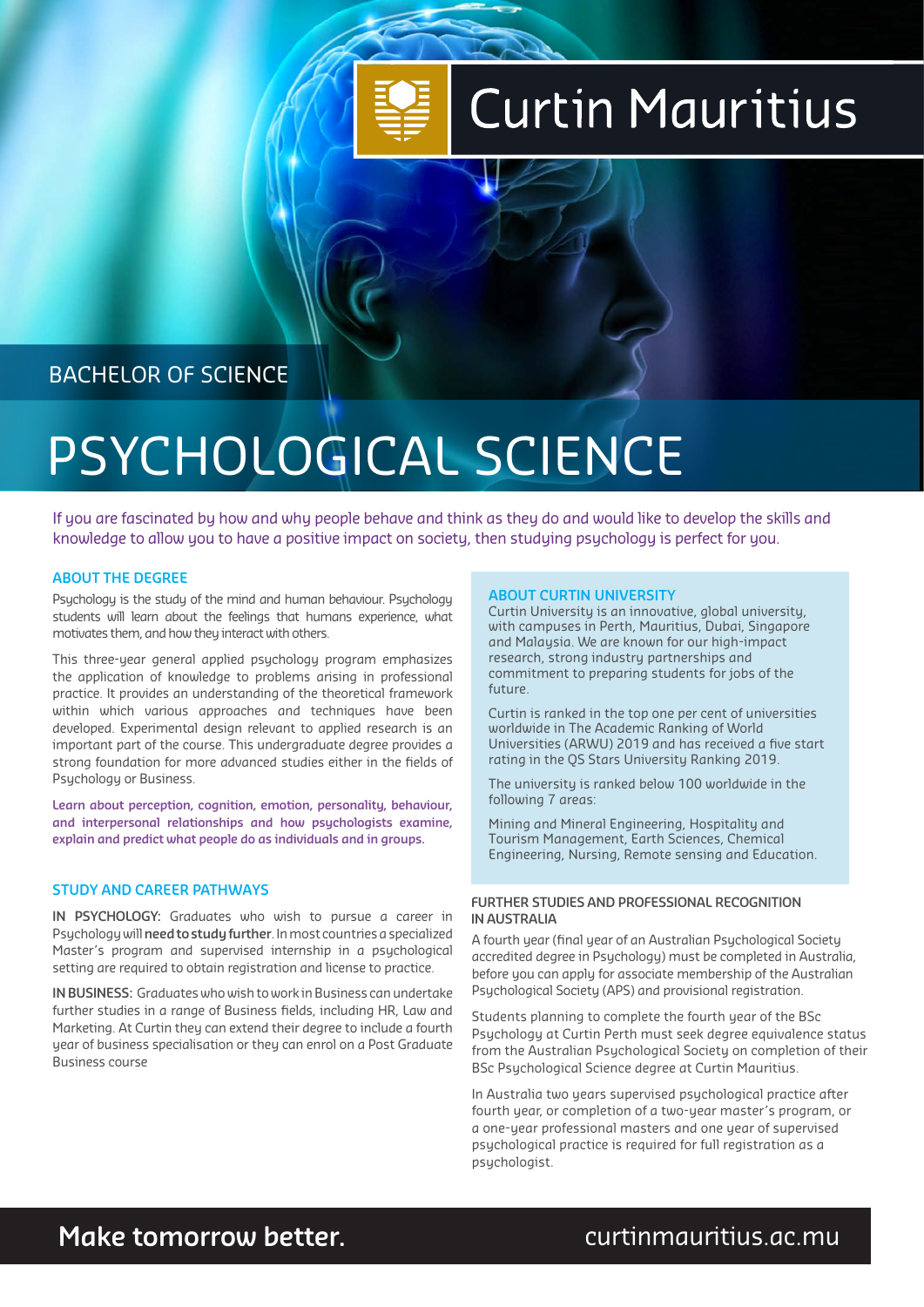Curtin Mauritius

BACHELOR OF SCIENCE

# PSYCHOLOGICAL SCIENCE

If you are fascinated by how and why people behave and think as they do and would like to develop the skills and knowledge to allow you to have a positive impact on society, then studying psychology is perfect for you.

## ABOUT THE DEGREE

Psychology is the study of the mind and human behaviour. Psychology students will learn about the feelings that humans experience, what motivates them, and how they interact with others.

This three-year general applied psychology program emphasizes the application of knowledge to problems arising in professional practice. It provides an understanding of the theoretical framework within which various approaches and techniques have been developed. Experimental design relevant to applied research is an important part of the course. This undergraduate degree provides a strong foundation for more advanced studies either in the fields of Psychology or Business.

**Learn about perception, cognition, emotion, personality, behaviour, and interpersonal relationships and how psychologists examine, explain and predict what people do as individuals and in groups.**

## STUDY AND CAREER PATHWAYS

**IN PSYCHOLOGY:** Graduates who wish to pursue a career in Psychology will **need to study further**. In most countries a specialized Master's program and supervised internship in a psychological setting are required to obtain registration and license to practice.

**IN BUSINESS:** Graduates who wish to work in Business can undertake further studies in a range of Business fields, including HR, Law and Marketing. At Curtin they can extend their degree to include a fourth year of business specialisation or they can enrol on a Post Graduate Business course

## ABOUT CURTIN UNIVERSITY

Curtin University is an innovative, global university, with campuses in Perth, Mauritius, Dubai, Singapore and Malaysia. We are known for our high-impact research, strong industry partnerships and commitment to preparing students for jobs of the future.

Curtin is ranked in the top one per cent of universities worldwide in The Academic Ranking of World Universities (ARWU) 2019 and has received a five start rating in the QS Stars University Ranking 2019.

The university is ranked below 100 worldwide in the following 7 areas:

Mining and Mineral Engineering, Hospitality and Tourism Management, Earth Sciences, Chemical Engineering, Nursing, Remote sensing and Education.

## FURTHER STUDIES AND PROFESSIONAL RECOGNITION IN AUSTRALIA

A fourth year (final year of an Australian Psychological Society accredited degree in Psychology) must be completed in Australia, before you can apply for associate membership of the Australian Psychological Society (APS) and provisional registration.

Students planning to complete the fourth year of the BSc Psychology at Curtin Perth must seek degree equivalence status from the Australian Psychological Society on completion of their BSc Psychological Science degree at Curtin Mauritius.

In Australia two years supervised psychological practice after fourth year, or completion of a two-year master's program, or a one-year professional masters and one year of supervised psychological practice is required for full registration as a psychologist.

**Make tomorrow better.** curtinmauritius.ac.mu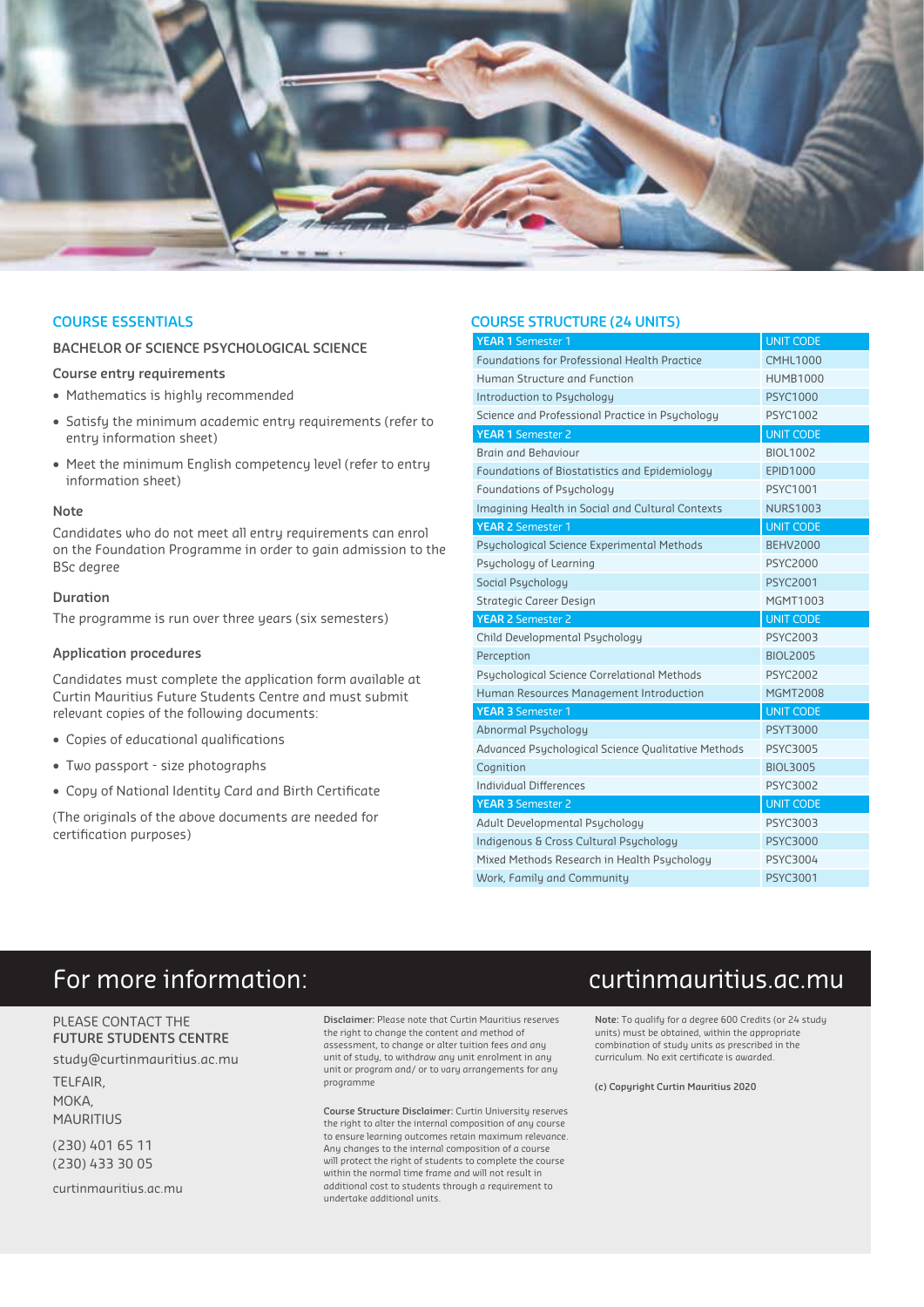## COURSE ESSENTIALS

### BACHELOR OF SCIENCE PSYCHOLOGICAL SCIENCE

#### Course entry requirements

- Mathematics is highly recommended
- Satisfy the minimum academic entry requirements (refer to entry information sheet)
- Meet the minimum English competency level (refer to entry information sheet)

#### Note

Candidates who do not meet all entry requirements can enrol on the Foundation Programme in order to gain admission to the BSc degree

#### Duration

The programme is run over three years (six semesters)

#### Application procedures

Candidates must complete the application form available at Curtin Mauritius Future Students Centre and must submit relevant copies of the following documents:

- Copies of educational qualifications
- Two passport - size photographs
- Copy of National Identity Card and Birth Certificate

(The originals of the above documents are needed for certification purposes)

## COURSE STRUCTURE (24 UNITS)

| YEAR 1 Semester 1 | UNIT CODE |
|---|---|
| Foundations for Professional Health Practice | CMHL1000 |
| Human Structure and Function | HUMB1000 |
| Introduction to Psychology | PSYC1000 |
| Science and Professional Practice in Psychology | PSYC1002 |
| **YEAR 1 Semester 2** | **UNIT CODE** |
| Brain and Behaviour | BIOL1002 |
| Foundations of Biostatistics and Epidemiology | EPID1000 |
| Foundations of Psychology | PSYC1001 |
| Imagining Health in Social and Cultural Contexts | NURS1003 |
| **YEAR 2 Semester 1** | **UNIT CODE** |
| Psychological Science Experimental Methods | BEHV2000 |
| Psychology of Learning | PSYC2000 |
| Social Psychology | PSYC2001 |
| Strategic Career Design | MGMT1003 |
| **YEAR 2 Semester 2** | **UNIT CODE** |
| Child Developmental Psychology | PSYC2003 |
| Perception | BIOL2005 |
| Psychological Science Correlational Methods | PSYC2002 |
| Human Resources Management Introduction | MGMT2008 |
| **YEAR 3 Semester 1** | **UNIT CODE** |
| Abnormal Psychology | PSYT3000 |
| Advanced Psychological Science Qualitative Methods | PSYC3005 |
| Cognition | BIOL3005 |
| Individual Differences | PSYC3002 |
| **YEAR 3 Semester 2** | **UNIT CODE** |
| Adult Developmental Psychology | PSYC3003 |
| Indigenous & Cross Cultural Psychology | PSYC3000 |
| Mixed Methods Research in Health Psychology | PSYC3004 |
| Work, Family and Community | PSYC3001 |

## For more information:

## curtinmauritius.ac.mu

PLEASE CONTACT THE
**FUTURE STUDENTS CENTRE**

study@curtinmauritius.ac.mu

TELFAIR,
MOKA,
MAURITIUS

(230) 401 65 11
(230) 433 30 05

curtinmauritius.ac.mu

**Disclaimer:** Please note that Curtin Mauritius reserves the right to change the content and method of assessment, to change or alter tuition fees and any unit of study, to withdraw any unit enrolment in any unit or program and/ or to vary arrangements for any programme

**Course Structure Disclaimer:** Curtin University reserves the right to alter the internal composition of any course to ensure learning outcomes retain maximum relevance. Any changes to the internal composition of a course will protect the right of students to complete the course within the normal time frame and will not result in additional cost to students through a requirement to undertake additional units.

**Note:** To qualify for a degree 600 Credits (or 24 study units) must be obtained, within the appropriate combination of study units as prescribed in the curriculum. No exit certificate is awarded.

**(c) Copyright Curtin Mauritius 2020**